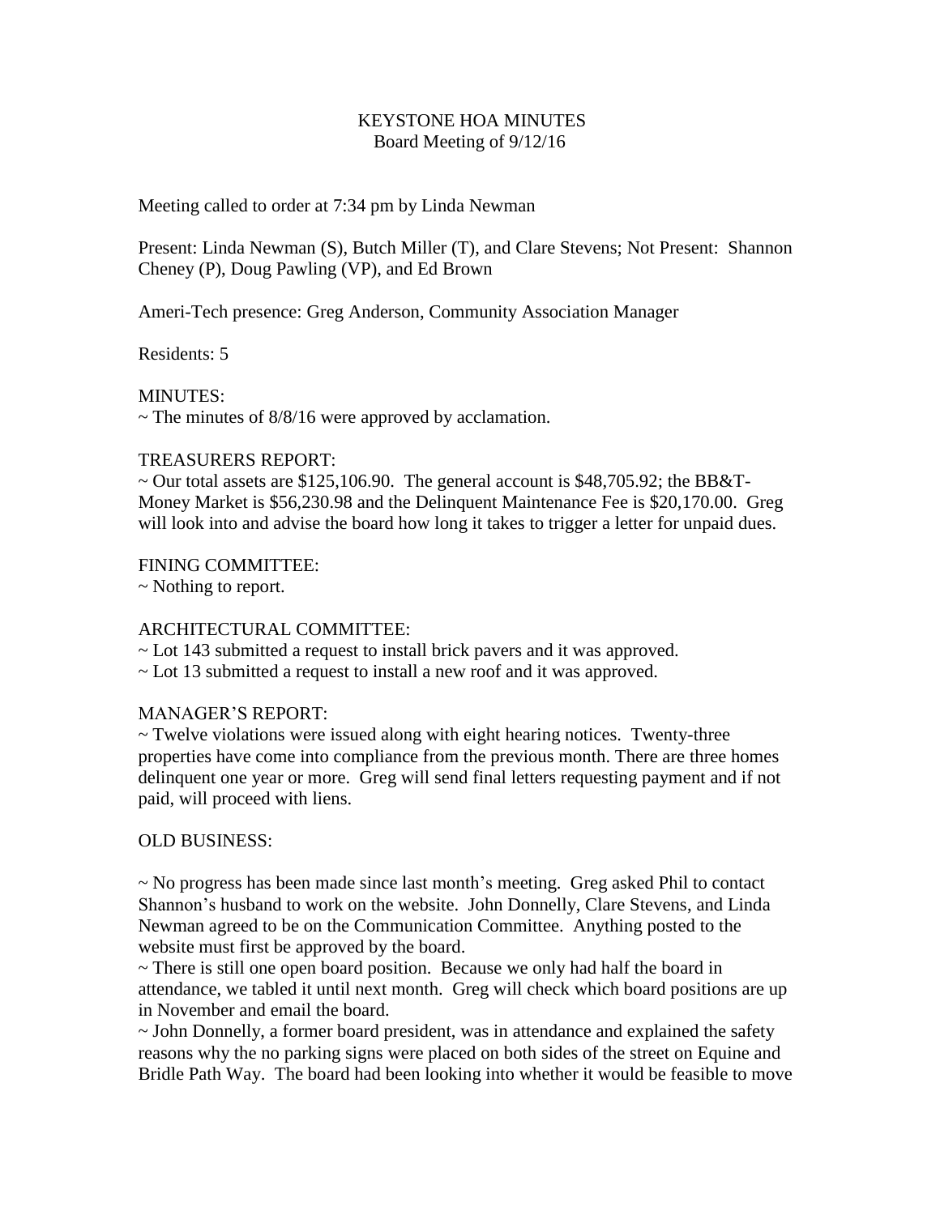# KEYSTONE HOA MINUTES

Board Meeting of 9/12/16

Meeting called to order at 7:34 pm by Linda Newman

Present: Linda Newman (S), Butch Miller (T), and Clare Stevens; Not Present: Shannon Cheney (P), Doug Pawling (VP), and Ed Brown

Ameri-Tech presence: Greg Anderson, Community Association Manager

Residents: 5

MINUTES:

~ The minutes of 8/8/16 were approved by acclamation.

TREASURERS REPORT:

~ Our total assets are $125,106.90. The general account is $48,705.92; the BB&T-Money Market is $56,230.98 and the Delinquent Maintenance Fee is $20,170.00. Greg will look into and advise the board how long it takes to trigger a letter for unpaid dues.

FINING COMMITTEE:

~ Nothing to report.

ARCHITECTURAL COMMITTEE:

~ Lot 143 submitted a request to install brick pavers and it was approved.

~ Lot 13 submitted a request to install a new roof and it was approved.

MANAGER'S REPORT:

~ Twelve violations were issued along with eight hearing notices. Twenty-three properties have come into compliance from the previous month. There are three homes delinquent one year or more. Greg will send final letters requesting payment and if not paid, will proceed with liens.

OLD BUSINESS:

~ No progress has been made since last month's meeting. Greg asked Phil to contact Shannon's husband to work on the website. John Donnelly, Clare Stevens, and Linda Newman agreed to be on the Communication Committee. Anything posted to the website must first be approved by the board.

~ There is still one open board position. Because we only had half the board in attendance, we tabled it until next month. Greg will check which board positions are up in November and email the board.

~ John Donnelly, a former board president, was in attendance and explained the safety reasons why the no parking signs were placed on both sides of the street on Equine and Bridle Path Way. The board had been looking into whether it would be feasible to move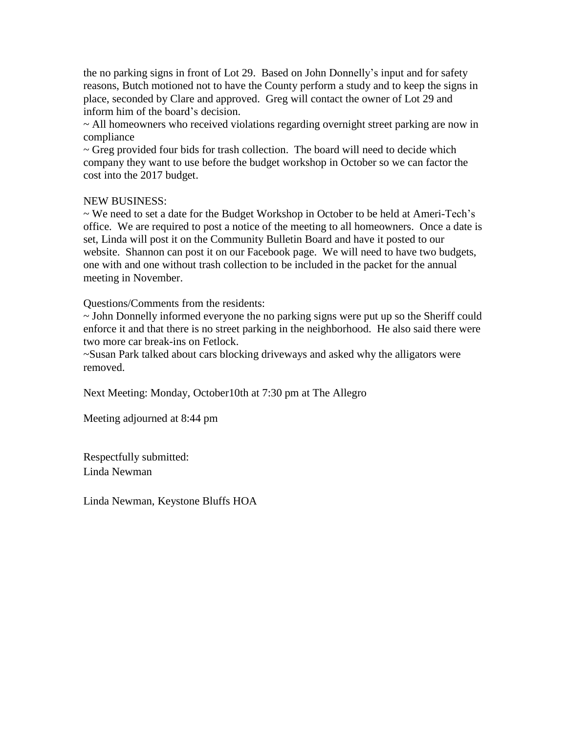the no parking signs in front of Lot 29. Based on John Donnelly's input and for safety reasons, Butch motioned not to have the County perform a study and to keep the signs in place, seconded by Clare and approved. Greg will contact the owner of Lot 29 and inform him of the board's decision.

~ All homeowners who received violations regarding overnight street parking are now in compliance

~ Greg provided four bids for trash collection. The board will need to decide which company they want to use before the budget workshop in October so we can factor the cost into the 2017 budget.

NEW BUSINESS:

~ We need to set a date for the Budget Workshop in October to be held at Ameri-Tech's office. We are required to post a notice of the meeting to all homeowners. Once a date is set, Linda will post it on the Community Bulletin Board and have it posted to our website. Shannon can post it on our Facebook page. We will need to have two budgets, one with and one without trash collection to be included in the packet for the annual meeting in November.

Questions/Comments from the residents:

~ John Donnelly informed everyone the no parking signs were put up so the Sheriff could enforce it and that there is no street parking in the neighborhood. He also said there were two more car break-ins on Fetlock.

~Susan Park talked about cars blocking driveways and asked why the alligators were removed.

Next Meeting: Monday, October10th at 7:30 pm at The Allegro

Meeting adjourned at 8:44 pm

Respectfully submitted:
Linda Newman

Linda Newman, Keystone Bluffs HOA